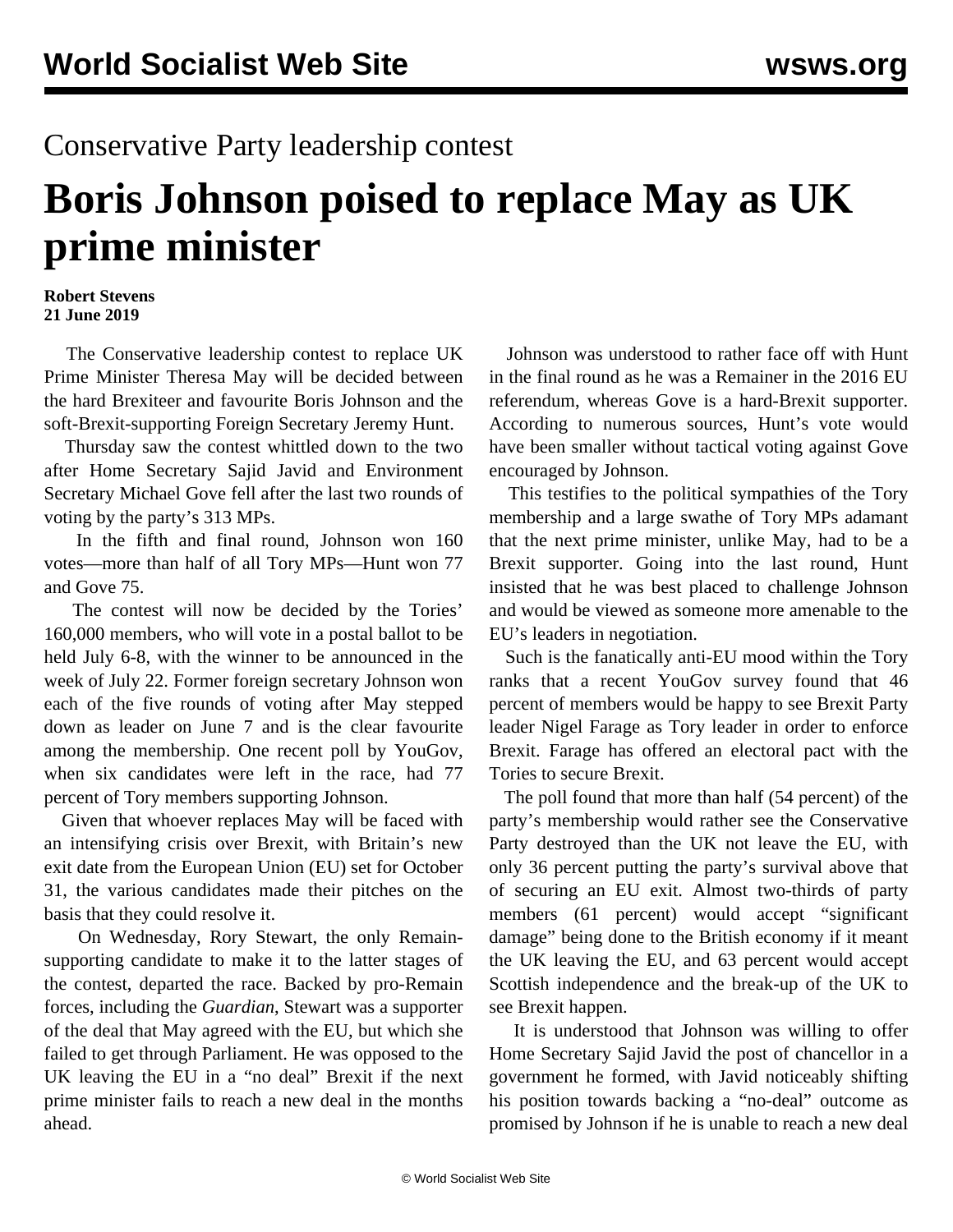Conservative Party leadership contest

# Boris Johnson poised to replace May as UK prime minister

**Robert Stevens**
**21 June 2019**

The Conservative leadership contest to replace UK Prime Minister Theresa May will be decided between the hard Brexiteer and favourite Boris Johnson and the soft-Brexit-supporting Foreign Secretary Jeremy Hunt.

Thursday saw the contest whittled down to the two after Home Secretary Sajid Javid and Environment Secretary Michael Gove fell after the last two rounds of voting by the party's 313 MPs.

In the fifth and final round, Johnson won 160 votes—more than half of all Tory MPs—Hunt won 77 and Gove 75.

The contest will now be decided by the Tories' 160,000 members, who will vote in a postal ballot to be held July 6-8, with the winner to be announced in the week of July 22. Former foreign secretary Johnson won each of the five rounds of voting after May stepped down as leader on June 7 and is the clear favourite among the membership. One recent poll by YouGov, when six candidates were left in the race, had 77 percent of Tory members supporting Johnson.

Given that whoever replaces May will be faced with an intensifying crisis over Brexit, with Britain's new exit date from the European Union (EU) set for October 31, the various candidates made their pitches on the basis that they could resolve it.

On Wednesday, Rory Stewart, the only Remain-supporting candidate to make it to the latter stages of the contest, departed the race. Backed by pro-Remain forces, including the *Guardian*, Stewart was a supporter of the deal that May agreed with the EU, but which she failed to get through Parliament. He was opposed to the UK leaving the EU in a "no deal" Brexit if the next prime minister fails to reach a new deal in the months ahead.

Johnson was understood to rather face off with Hunt in the final round as he was a Remainer in the 2016 EU referendum, whereas Gove is a hard-Brexit supporter. According to numerous sources, Hunt's vote would have been smaller without tactical voting against Gove encouraged by Johnson.

This testifies to the political sympathies of the Tory membership and a large swathe of Tory MPs adamant that the next prime minister, unlike May, had to be a Brexit supporter. Going into the last round, Hunt insisted that he was best placed to challenge Johnson and would be viewed as someone more amenable to the EU's leaders in negotiation.

Such is the fanatically anti-EU mood within the Tory ranks that a recent YouGov survey found that 46 percent of members would be happy to see Brexit Party leader Nigel Farage as Tory leader in order to enforce Brexit. Farage has offered an electoral pact with the Tories to secure Brexit.

The poll found that more than half (54 percent) of the party's membership would rather see the Conservative Party destroyed than the UK not leave the EU, with only 36 percent putting the party's survival above that of securing an EU exit. Almost two-thirds of party members (61 percent) would accept "significant damage" being done to the British economy if it meant the UK leaving the EU, and 63 percent would accept Scottish independence and the break-up of the UK to see Brexit happen.

It is understood that Johnson was willing to offer Home Secretary Sajid Javid the post of chancellor in a government he formed, with Javid noticeably shifting his position towards backing a "no-deal" outcome as promised by Johnson if he is unable to reach a new deal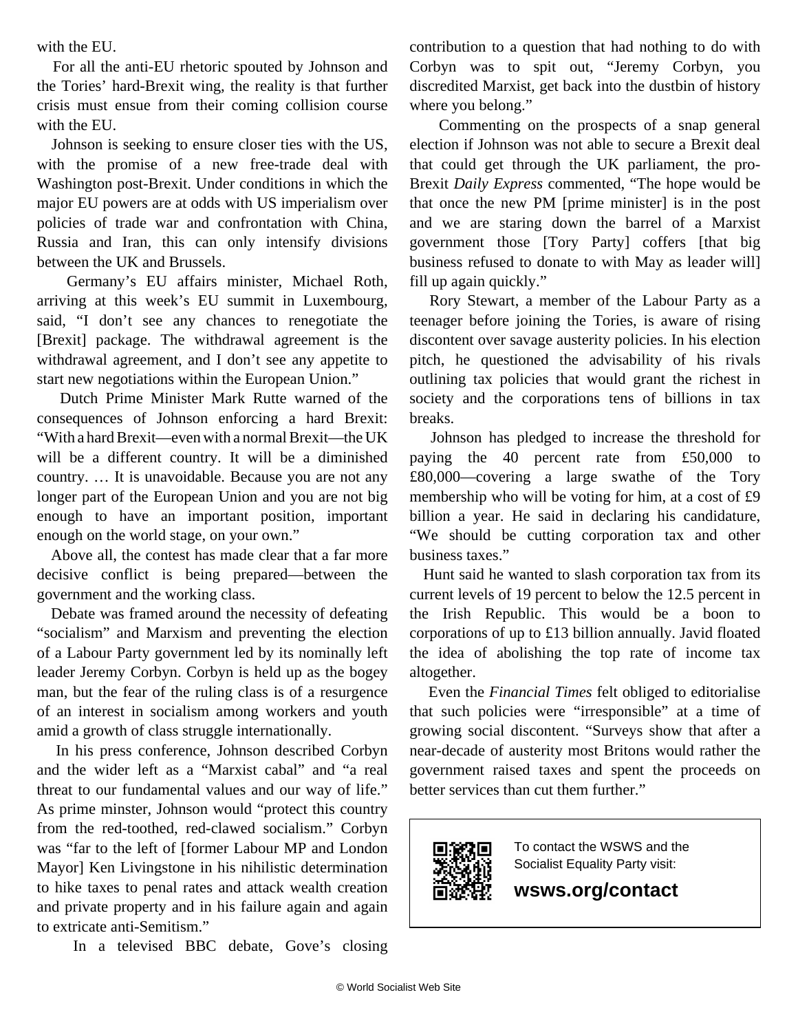with the EU.

For all the anti-EU rhetoric spouted by Johnson and the Tories' hard-Brexit wing, the reality is that further crisis must ensue from their coming collision course with the EU.

Johnson is seeking to ensure closer ties with the US, with the promise of a new free-trade deal with Washington post-Brexit. Under conditions in which the major EU powers are at odds with US imperialism over policies of trade war and confrontation with China, Russia and Iran, this can only intensify divisions between the UK and Brussels.

Germany's EU affairs minister, Michael Roth, arriving at this week's EU summit in Luxembourg, said, "I don't see any chances to renegotiate the [Brexit] package. The withdrawal agreement is the withdrawal agreement, and I don't see any appetite to start new negotiations within the European Union."

Dutch Prime Minister Mark Rutte warned of the consequences of Johnson enforcing a hard Brexit: "With a hard Brexit—even with a normal Brexit—the UK will be a different country. It will be a diminished country. … It is unavoidable. Because you are not any longer part of the European Union and you are not big enough to have an important position, important enough on the world stage, on your own."

Above all, the contest has made clear that a far more decisive conflict is being prepared—between the government and the working class.

Debate was framed around the necessity of defeating "socialism" and Marxism and preventing the election of a Labour Party government led by its nominally left leader Jeremy Corbyn. Corbyn is held up as the bogey man, but the fear of the ruling class is of a resurgence of an interest in socialism among workers and youth amid a growth of class struggle internationally.

In his press conference, Johnson described Corbyn and the wider left as a "Marxist cabal" and "a real threat to our fundamental values and our way of life." As prime minster, Johnson would "protect this country from the red-toothed, red-clawed socialism." Corbyn was "far to the left of [former Labour MP and London Mayor] Ken Livingstone in his nihilistic determination to hike taxes to penal rates and attack wealth creation and private property and in his failure again and again to extricate anti-Semitism."

In a televised BBC debate, Gove's closing contribution to a question that had nothing to do with Corbyn was to spit out, "Jeremy Corbyn, you discredited Marxist, get back into the dustbin of history where you belong."

Commenting on the prospects of a snap general election if Johnson was not able to secure a Brexit deal that could get through the UK parliament, the pro-Brexit *Daily Express* commented, "The hope would be that once the new PM [prime minister] is in the post and we are staring down the barrel of a Marxist government those [Tory Party] coffers [that big business refused to donate to with May as leader will] fill up again quickly."

Rory Stewart, a member of the Labour Party as a teenager before joining the Tories, is aware of rising discontent over savage austerity policies. In his election pitch, he questioned the advisability of his rivals outlining tax policies that would grant the richest in society and the corporations tens of billions in tax breaks.

Johnson has pledged to increase the threshold for paying the 40 percent rate from £50,000 to £80,000—covering a large swathe of the Tory membership who will be voting for him, at a cost of £9 billion a year. He said in declaring his candidature, "We should be cutting corporation tax and other business taxes."

Hunt said he wanted to slash corporation tax from its current levels of 19 percent to below the 12.5 percent in the Irish Republic. This would be a boon to corporations of up to £13 billion annually. Javid floated the idea of abolishing the top rate of income tax altogether.

Even the *Financial Times* felt obliged to editorialise that such policies were "irresponsible" at a time of growing social discontent. "Surveys show that after a near-decade of austerity most Britons would rather the government raised taxes and spent the proceeds on better services than cut them further."

To contact the WSWS and the Socialist Equality Party visit:

**wsws.org/contact**